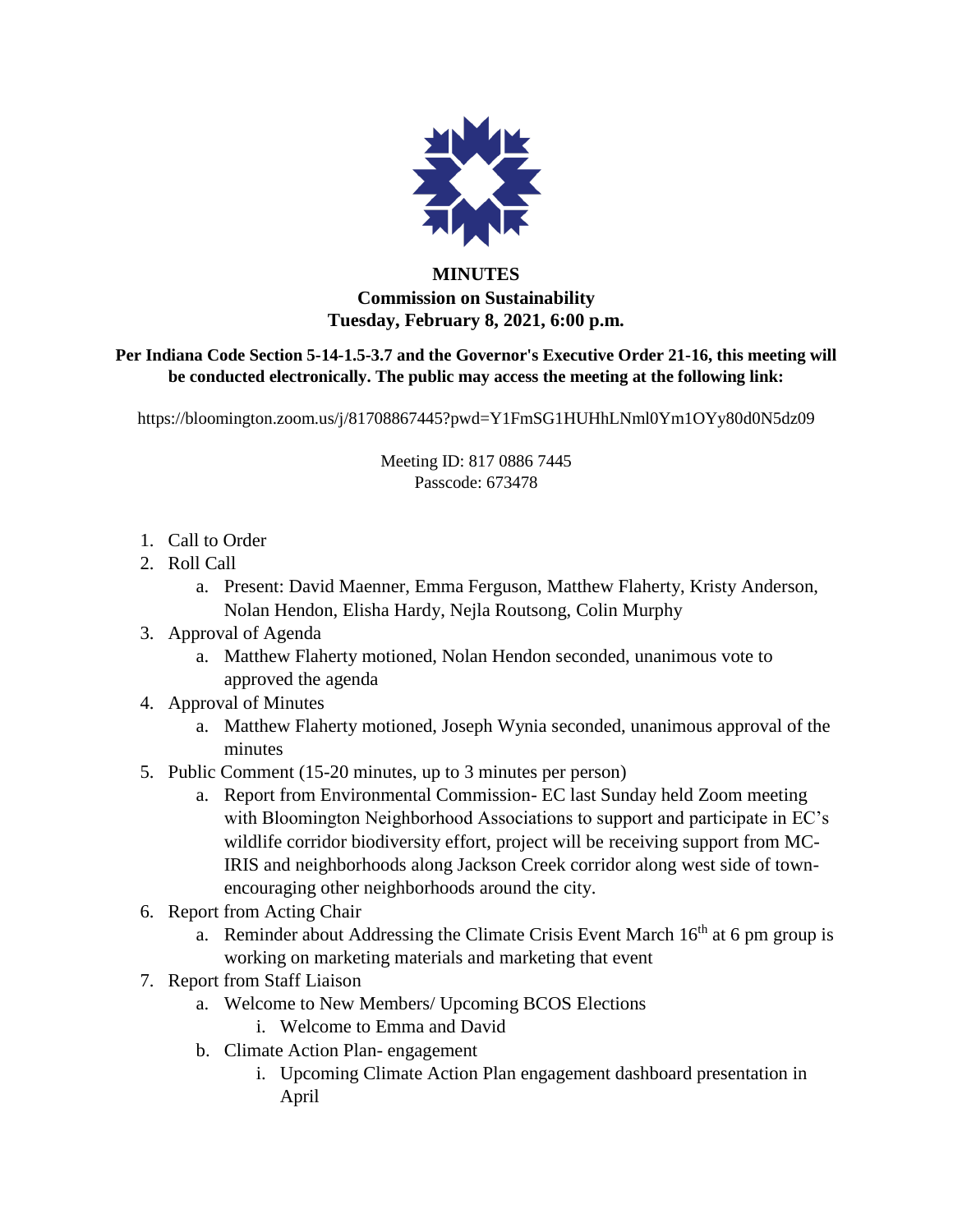**MINUTES**
**Commission on Sustainability**
**Tuesday, February 8, 2021, 6:00 p.m.**

**Per Indiana Code Section 5-14-1.5-3.7 and the Governor's Executive Order 21-16, this meeting will be conducted electronically. The public may access the meeting at the following link:**

https://bloomington.zoom.us/j/81708867445?pwd=Y1FmSG1HUHhLNml0Ym1OYy80d0N5dz09

Meeting ID: 817 0886 7445
Passcode: 673478

1. Call to Order
2. Roll Call
   a. Present: David Maenner, Emma Ferguson, Matthew Flaherty, Kristy Anderson, Nolan Hendon, Elisha Hardy, Nejla Routsong, Colin Murphy
3. Approval of Agenda
   a. Matthew Flaherty motioned, Nolan Hendon seconded, unanimous vote to approved the agenda
4. Approval of Minutes
   a. Matthew Flaherty motioned, Joseph Wynia seconded, unanimous approval of the minutes
5. Public Comment (15-20 minutes, up to 3 minutes per person)
   a. Report from Environmental Commission- EC last Sunday held Zoom meeting with Bloomington Neighborhood Associations to support and participate in EC's wildlife corridor biodiversity effort, project will be receiving support from MC-IRIS and neighborhoods along Jackson Creek corridor along west side of town-encouraging other neighborhoods around the city.
6. Report from Acting Chair
   a. Reminder about Addressing the Climate Crisis Event March 16th at 6 pm group is working on marketing materials and marketing that event
7. Report from Staff Liaison
   a. Welcome to New Members/ Upcoming BCOS Elections
      i. Welcome to Emma and David
   b. Climate Action Plan- engagement
      i. Upcoming Climate Action Plan engagement dashboard presentation in April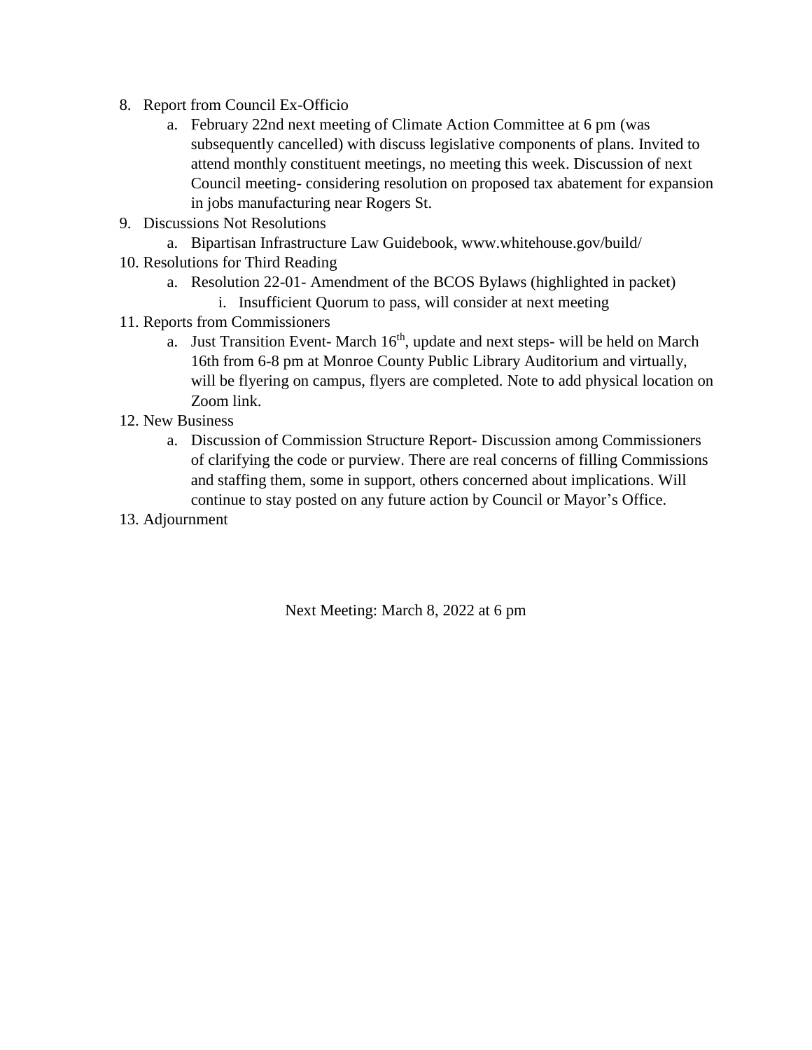8. Report from Council Ex-Officio
    a. February 22nd next meeting of Climate Action Committee at 6 pm (was subsequently cancelled) with discuss legislative components of plans. Invited to attend monthly constituent meetings, no meeting this week. Discussion of next Council meeting- considering resolution on proposed tax abatement for expansion in jobs manufacturing near Rogers St.
9. Discussions Not Resolutions
    a. Bipartisan Infrastructure Law Guidebook, www.whitehouse.gov/build/
10. Resolutions for Third Reading
    a. Resolution 22-01- Amendment of the BCOS Bylaws (highlighted in packet)
        i. Insufficient Quorum to pass, will consider at next meeting
11. Reports from Commissioners
    a. Just Transition Event- March 16th, update and next steps- will be held on March 16th from 6-8 pm at Monroe County Public Library Auditorium and virtually, will be flyering on campus, flyers are completed. Note to add physical location on Zoom link.
12. New Business
    a. Discussion of Commission Structure Report- Discussion among Commissioners of clarifying the code or purview. There are real concerns of filling Commissions and staffing them, some in support, others concerned about implications. Will continue to stay posted on any future action by Council or Mayor's Office.
13. Adjournment

Next Meeting: March 8, 2022 at 6 pm